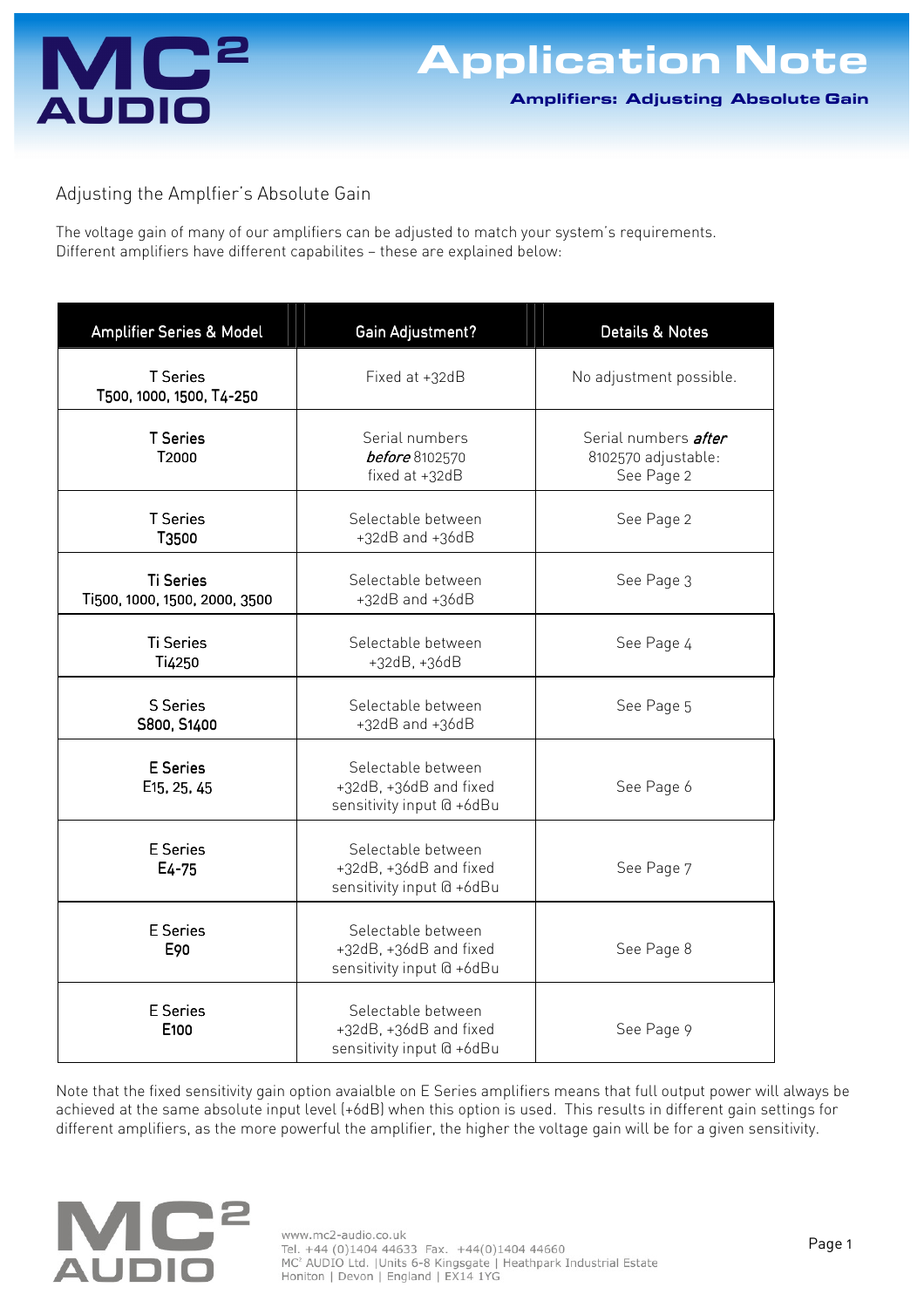# Application Note

**Amplifiers: Adjusting Absolute Gain**

## Adjusting the Amplfier's Absolute Gain

The voltage gain of many of our amplifiers can be adjusted to match your system's requirements. Different amplifiers have different capabilites – these are explained below:

| Amplifier Series & Model | Gain Adjustment? | Details & Notes |
|---|---|---|
| T Series<br>T500, 1000, 1500, T4-250 | Fixed at +32dB | No adjustment possible. |
| T Series<br>T2000 | Serial numbers *before* 8102570 fixed at +32dB | Serial numbers ***after*** 8102570 adjustable: See Page 2 |
| T Series<br>T3500 | Selectable between +32dB and +36dB | See Page 2 |
| Ti Series<br>Ti500, 1000, 1500, 2000, 3500 | Selectable between +32dB and +36dB | See Page 3 |
| Ti Series<br>Ti4250 | Selectable between +32dB, +36dB | See Page 4 |
| S Series<br>S800, S1400 | Selectable between +32dB and +36dB | See Page 5 |
| E Series<br>E15, 25, 45 | Selectable between +32dB, +36dB and fixed sensitivity input @ +6dBu | See Page 6 |
| E Series<br>E4-75 | Selectable between +32dB, +36dB and fixed sensitivity input @ +6dBu | See Page 7 |
| E Series<br>E90 | Selectable between +32dB, +36dB and fixed sensitivity input @ +6dBu | See Page 8 |
| E Series<br>E100 | Selectable between +32dB, +36dB and fixed sensitivity input @ +6dBu | See Page 9 |

Note that the fixed sensitivity gain option avaialble on E Series amplifiers means that full output power will always be achieved at the same absolute input level (+6dB) when this option is used. This results in different gain settings for different amplifiers, as the more powerful the amplifier, the higher the voltage gain will be for a given sensitivity.

www.mc2-audio.co.uk
Tel. +44 (0)1404 44633 Fax. +44(0)1404 44660
MC² AUDIO Ltd. |Units 6-8 Kingsgate | Heathpark Industrial Estate
Honiton | Devon | England | EX14 1YG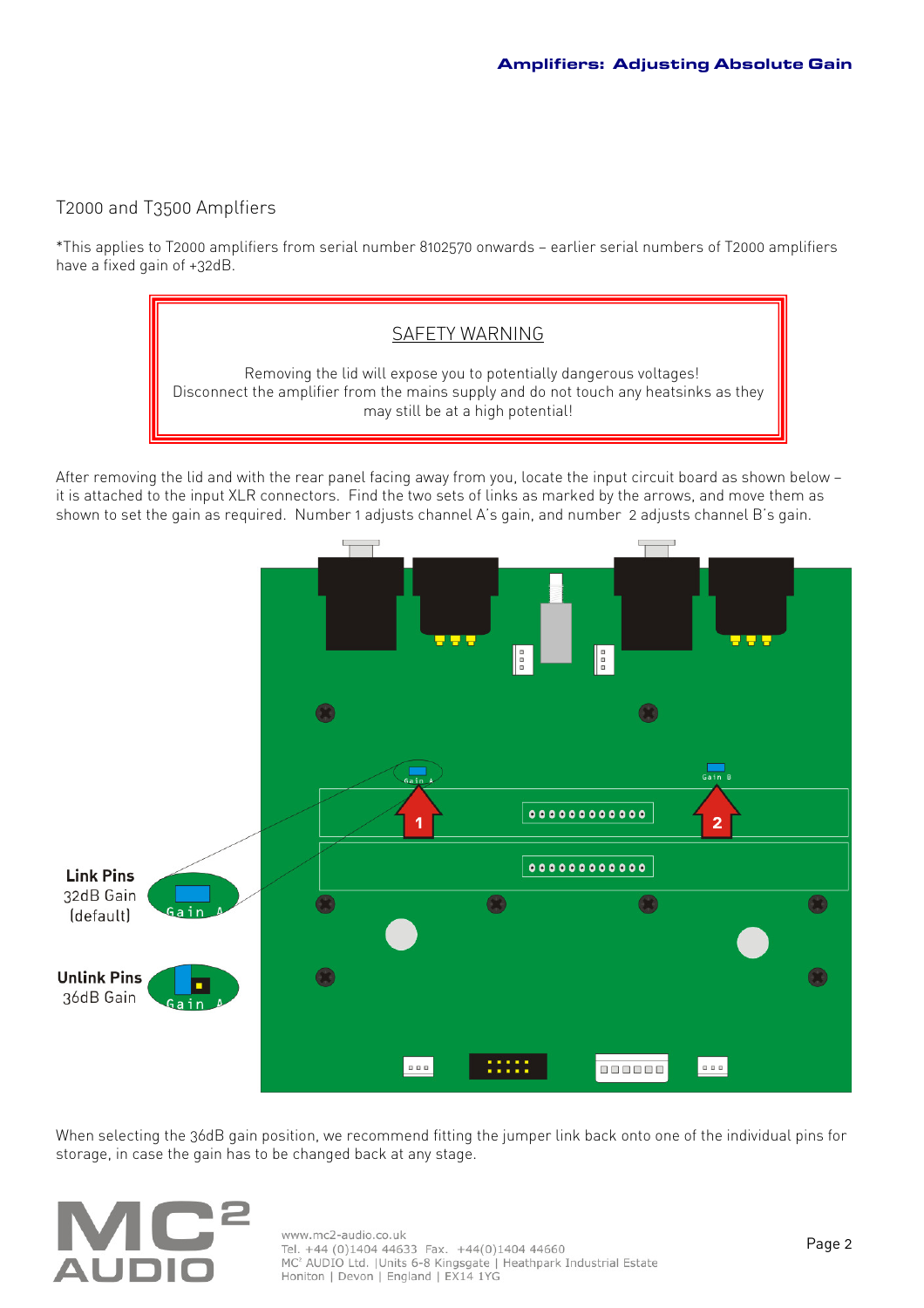## T2000 and T3500 Amplfiers

*This applies to T2000 amplifiers from serial number 8102570 onwards – earlier serial numbers of T2000 amplifiers have a fixed gain of +32dB.

**SAFETY WARNING**

Removing the lid will expose you to potentially dangerous voltages!
Disconnect the amplifier from the mains supply and do not touch any heatsinks as they may still be at a high potential!

After removing the lid and with the rear panel facing away from you, locate the input circuit board as shown below – it is attached to the input XLR connectors. Find the two sets of links as marked by the arrows, and move them as shown to set the gain as required. Number 1 adjusts channel A's gain, and number 2 adjusts channel B's gain.

**Link Pins**
32dB Gain
(default)

**Unlink Pins**
36dB Gain

When selecting the 36dB gain position, we recommend fitting the jumper link back onto one of the individual pins for storage, in case the gain has to be changed back at any stage.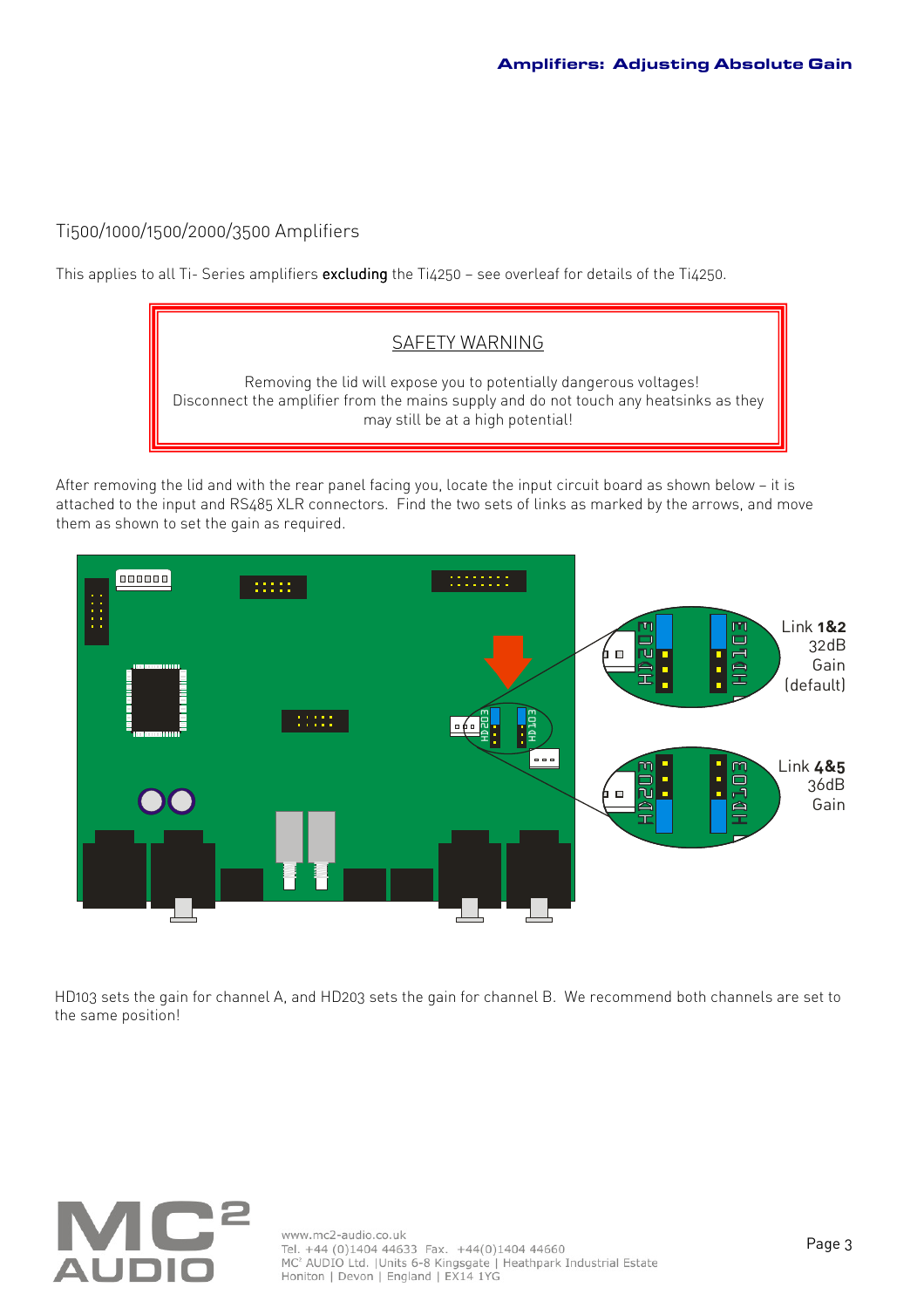## Ti500/1000/1500/2000/3500 Amplifiers

This applies to all Ti- Series amplifiers **excluding** the Ti4250 – see overleaf for details of the Ti4250.

SAFETY WARNING

Removing the lid will expose you to potentially dangerous voltages!
Disconnect the amplifier from the mains supply and do not touch any heatsinks as they may still be at a high potential!

After removing the lid and with the rear panel facing you, locate the input circuit board as shown below – it is attached to the input and RS485 XLR connectors. Find the two sets of links as marked by the arrows, and move them as shown to set the gain as required.

Link **1&2**
32dB
Gain
(default)

Link **4&5**
36dB
Gain

HD103 sets the gain for channel A, and HD203 sets the gain for channel B. We recommend both channels are set to the same position!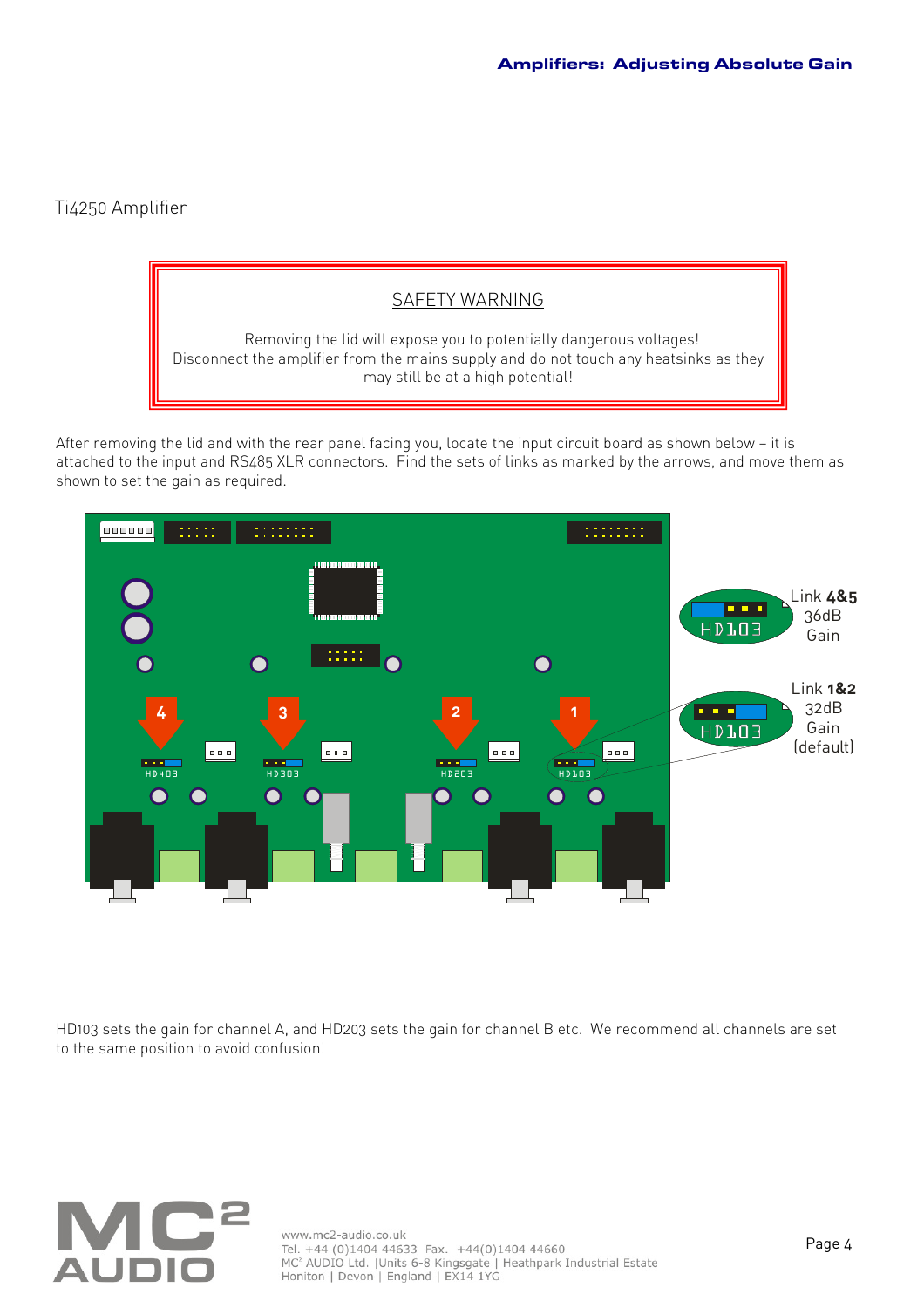## Ti4250 Amplifier

**SAFETY WARNING**

Removing the lid will expose you to potentially dangerous voltages!
Disconnect the amplifier from the mains supply and do not touch any heatsinks as they may still be at a high potential!

After removing the lid and with the rear panel facing you, locate the input circuit board as shown below – it is attached to the input and RS485 XLR connectors. Find the sets of links as marked by the arrows, and move them as shown to set the gain as required.

Link **4&5** 36dB Gain

Link **1&2** 32dB Gain (default)

HD103 sets the gain for channel A, and HD203 sets the gain for channel B etc. We recommend all channels are set to the same position to avoid confusion!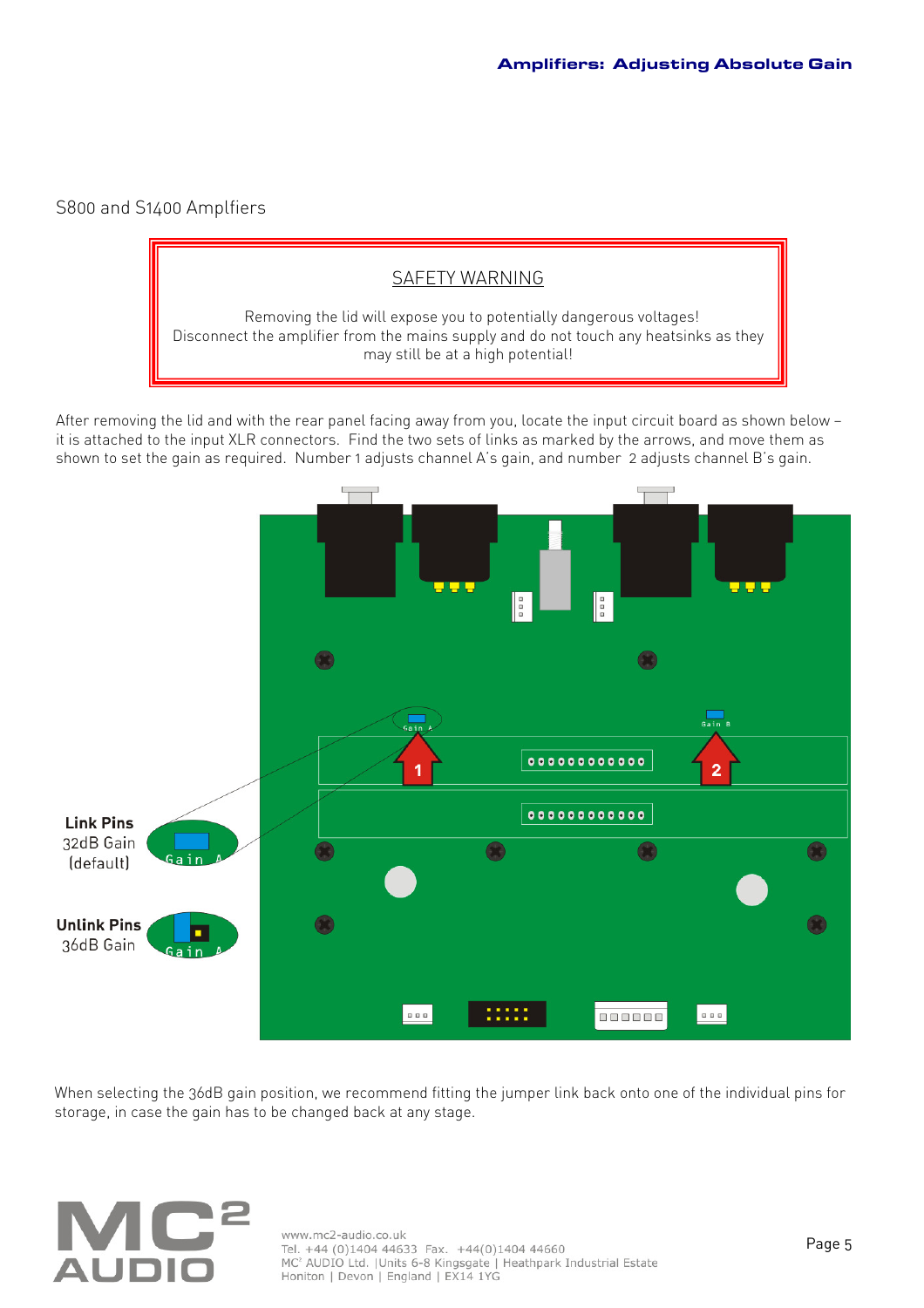## S800 and S1400 Amplfiers

**SAFETY WARNING**

Removing the lid will expose you to potentially dangerous voltages!
Disconnect the amplifier from the mains supply and do not touch any heatsinks as they may still be at a high potential!

After removing the lid and with the rear panel facing away from you, locate the input circuit board as shown below – it is attached to the input XLR connectors. Find the two sets of links as marked by the arrows, and move them as shown to set the gain as required. Number 1 adjusts channel A's gain, and number 2 adjusts channel B's gain.

**Link Pins**
32dB Gain
(default)

**Unlink Pins**
36dB Gain

When selecting the 36dB gain position, we recommend fitting the jumper link back onto one of the individual pins for storage, in case the gain has to be changed back at any stage.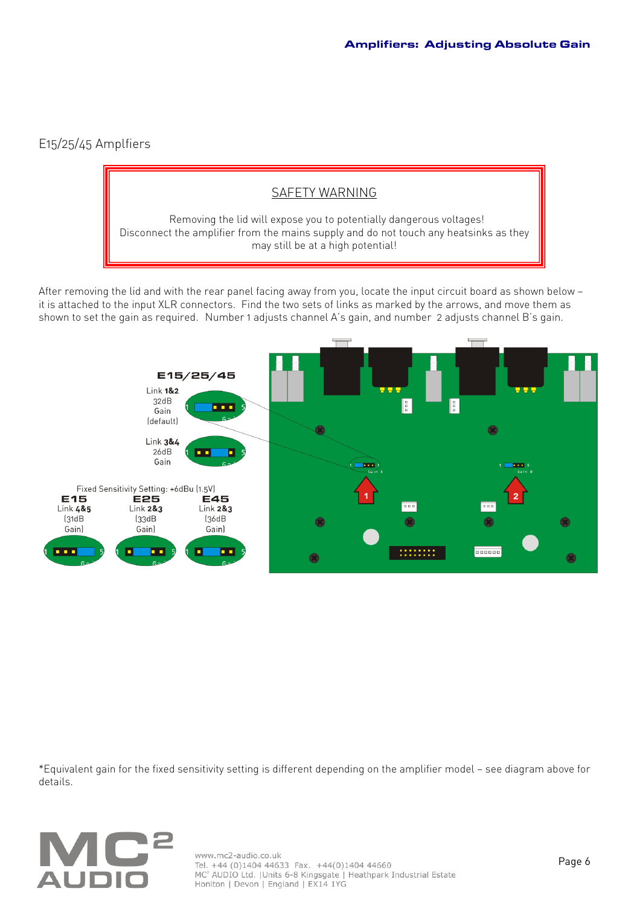## E15/25/45 Amplfiers

**SAFETY WARNING**

Removing the lid will expose you to potentially dangerous voltages!
Disconnect the amplifier from the mains supply and do not touch any heatsinks as they may still be at a high potential!

After removing the lid and with the rear panel facing away from you, locate the input circuit board as shown below – it is attached to the input XLR connectors. Find the two sets of links as marked by the arrows, and move them as shown to set the gain as required. Number 1 adjusts channel A's gain, and number 2 adjusts channel B's gain.

**E15/25/45**

Link **1&2**
32dB
Gain
(default)

Link **3&4**
26dB
Gain

Fixed Sensitivity Setting: +6dBu (1.5V)

| **E15** | **E25** | **E45** |
|---|---|---|
| Link **4&5** | Link **2&3** | Link **2&3** |
| (31dB Gain) | (33dB Gain) | (36dB Gain) |

*Equivalent gain for the fixed sensitivity setting is different depending on the amplifier model – see diagram above for details.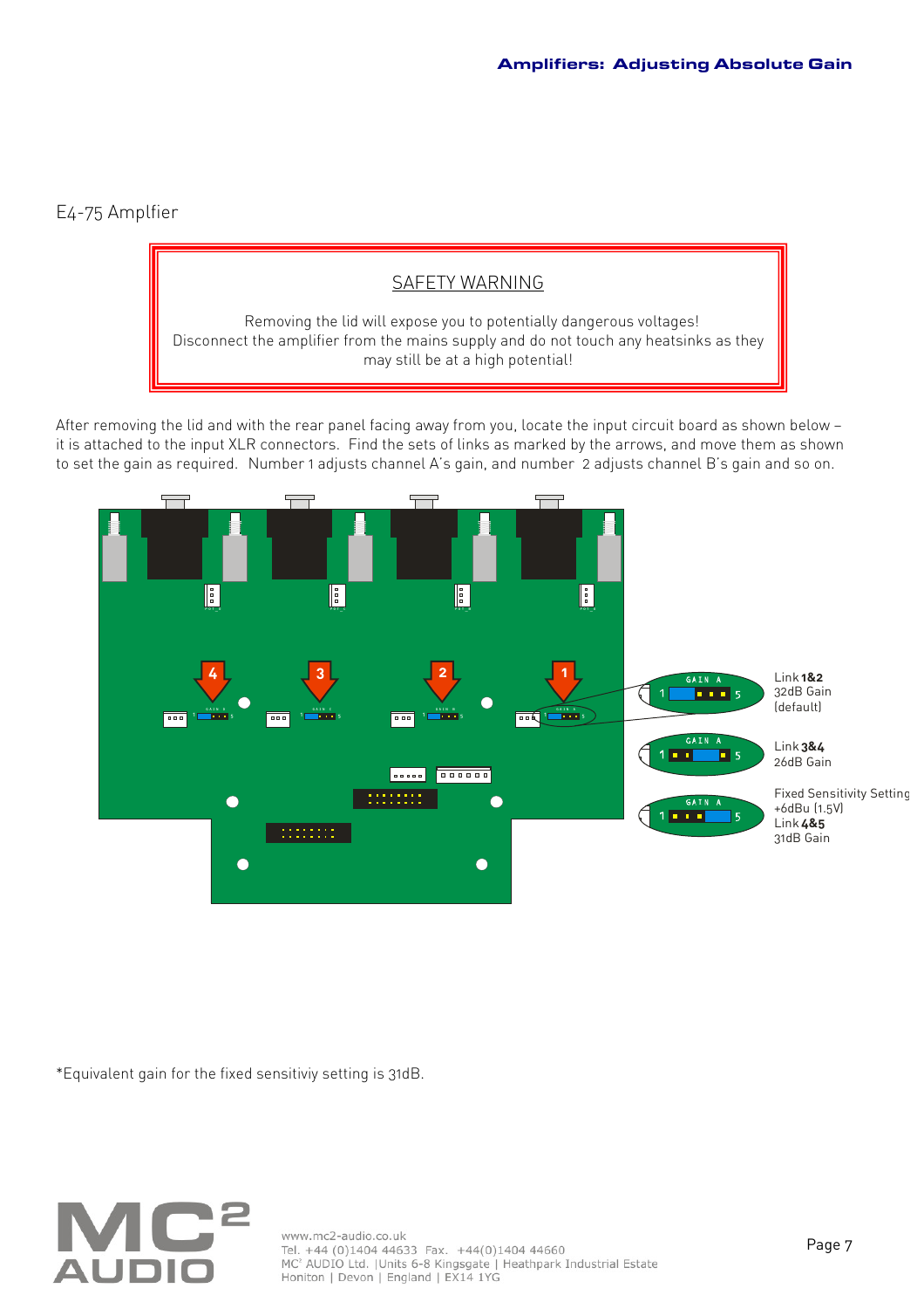## E4-75 Amplfier

> **SAFETY WARNING**
>
> Removing the lid will expose you to potentially dangerous voltages!
> Disconnect the amplifier from the mains supply and do not touch any heatsinks as they may still be at a high potential!

After removing the lid and with the rear panel facing away from you, locate the input circuit board as shown below – it is attached to the input XLR connectors. Find the sets of links as marked by the arrows, and move them as shown to set the gain as required. Number 1 adjusts channel A's gain, and number 2 adjusts channel B's gain and so on.

Link **1&2**
32dB Gain
(default)

Link **3&4**
26dB Gain

Fixed Sensitivity Setting
+6dBu (1.5V)
Link **4&5**
31dB Gain

*Equivalent gain for the fixed sensitiviy setting is 31dB.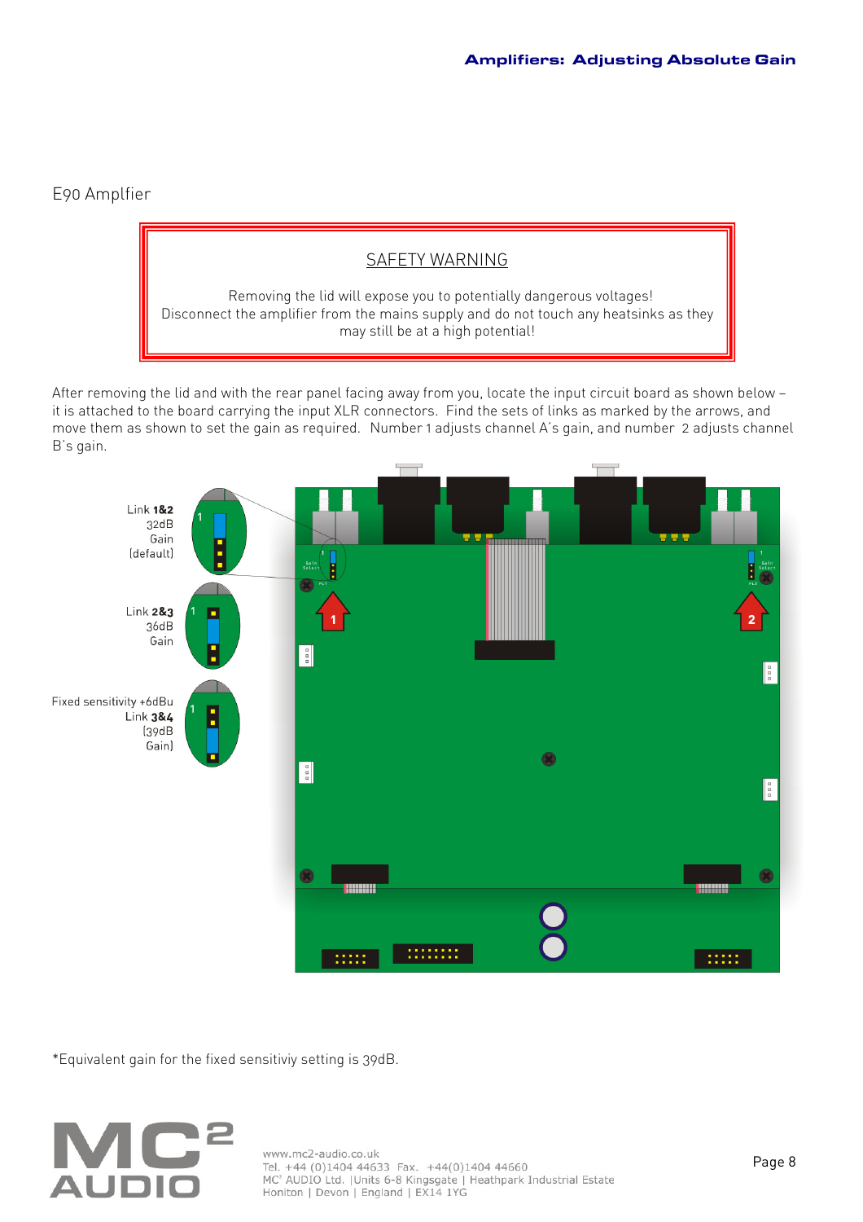E90 Amplfier

SAFETY WARNING

Removing the lid will expose you to potentially dangerous voltages!
Disconnect the amplifier from the mains supply and do not touch any heatsinks as they may still be at a high potential!

After removing the lid and with the rear panel facing away from you, locate the input circuit board as shown below – it is attached to the board carrying the input XLR connectors. Find the sets of links as marked by the arrows, and move them as shown to set the gain as required. Number 1 adjusts channel A's gain, and number 2 adjusts channel B's gain.

Link **1&2** 32dB Gain (default)

Link **2&3** 36dB Gain

Fixed sensitivity +6dBu Link **3&4** (39dB Gain)

*Equivalent gain for the fixed sensitiviy setting is 39dB.

www.mc2-audio.co.uk
Tel. +44 (0)1404 44633 Fax. +44(0)1404 44660
MC² AUDIO Ltd. |Units 6-8 Kingsgate | Heathpark Industrial Estate
Honiton | Devon | England | EX14 1YG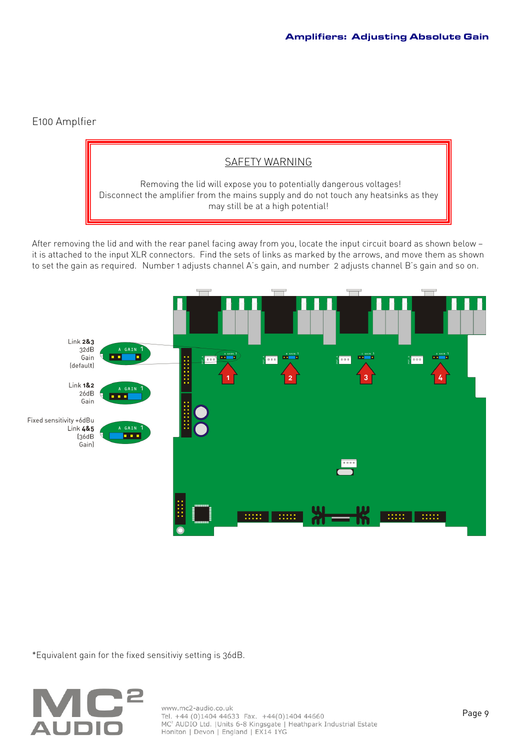## E100 Amplfier

SAFETY WARNING

Removing the lid will expose you to potentially dangerous voltages!
Disconnect the amplifier from the mains supply and do not touch any heatsinks as they may still be at a high potential!

After removing the lid and with the rear panel facing away from you, locate the input circuit board as shown below – it is attached to the input XLR connectors. Find the sets of links as marked by the arrows, and move them as shown to set the gain as required. Number 1 adjusts channel A's gain, and number 2 adjusts channel B's gain and so on.

Link **2&3**
32dB
Gain
(default)

Link **1&2**
26dB
Gain

Fixed sensitivity +6dBu
Link **4&5**
(36dB
Gain)

A GAIN 1

1
2
3
4

*Equivalent gain for the fixed sensitiviy setting is 36dB.